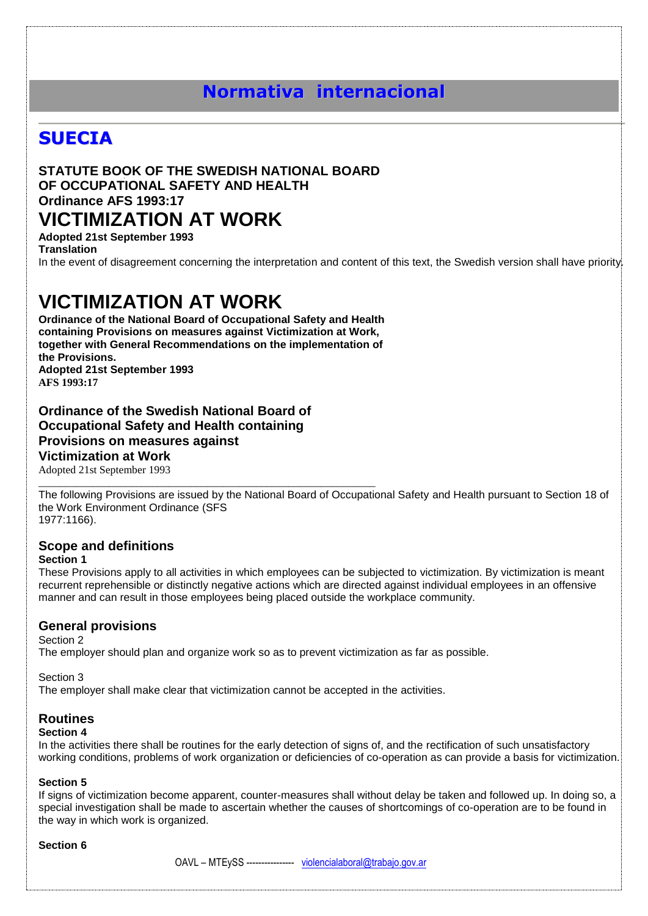# Normativa internacional

## SUECIA

**STATUTE BOOK OF THE SWEDISH NATIONAL BOARD OF OCCUPATIONAL SAFETY AND HEALTH**
**Ordinance AFS 1993:17**

# VICTIMIZATION AT WORK

**Adopted 21st September 1993**
**Translation**

In the event of disagreement concerning the interpretation and content of this text, the Swedish version shall have priority.

# VICTIMIZATION AT WORK

**Ordinance of the National Board of Occupational Safety and Health containing Provisions on measures against Victimization at Work, together with General Recommendations on the implementation of the Provisions.**
**Adopted 21st September 1993**
**AFS 1993:17**

### Ordinance of the Swedish National Board of Occupational Safety and Health containing Provisions on measures against Victimization at Work

Adopted 21st September 1993

---

The following Provisions are issued by the National Board of Occupational Safety and Health pursuant to Section 18 of the Work Environment Ordinance (SFS 1977:1166).

### Scope and definitions

**Section 1**

These Provisions apply to all activities in which employees can be subjected to victimization. By victimization is meant recurrent reprehensible or distinctly negative actions which are directed against individual employees in an offensive manner and can result in those employees being placed outside the workplace community.

### General provisions

Section 2

The employer should plan and organize work so as to prevent victimization as far as possible.

Section 3

The employer shall make clear that victimization cannot be accepted in the activities.

### Routines

**Section 4**

In the activities there shall be routines for the early detection of signs of, and the rectification of such unsatisfactory working conditions, problems of work organization or deficiencies of co-operation as can provide a basis for victimization.

**Section 5**

If signs of victimization become apparent, counter-measures shall without delay be taken and followed up. In doing so, a special investigation shall be made to ascertain whether the causes of shortcomings of co-operation are to be found in the way in which work is organized.

**Section 6**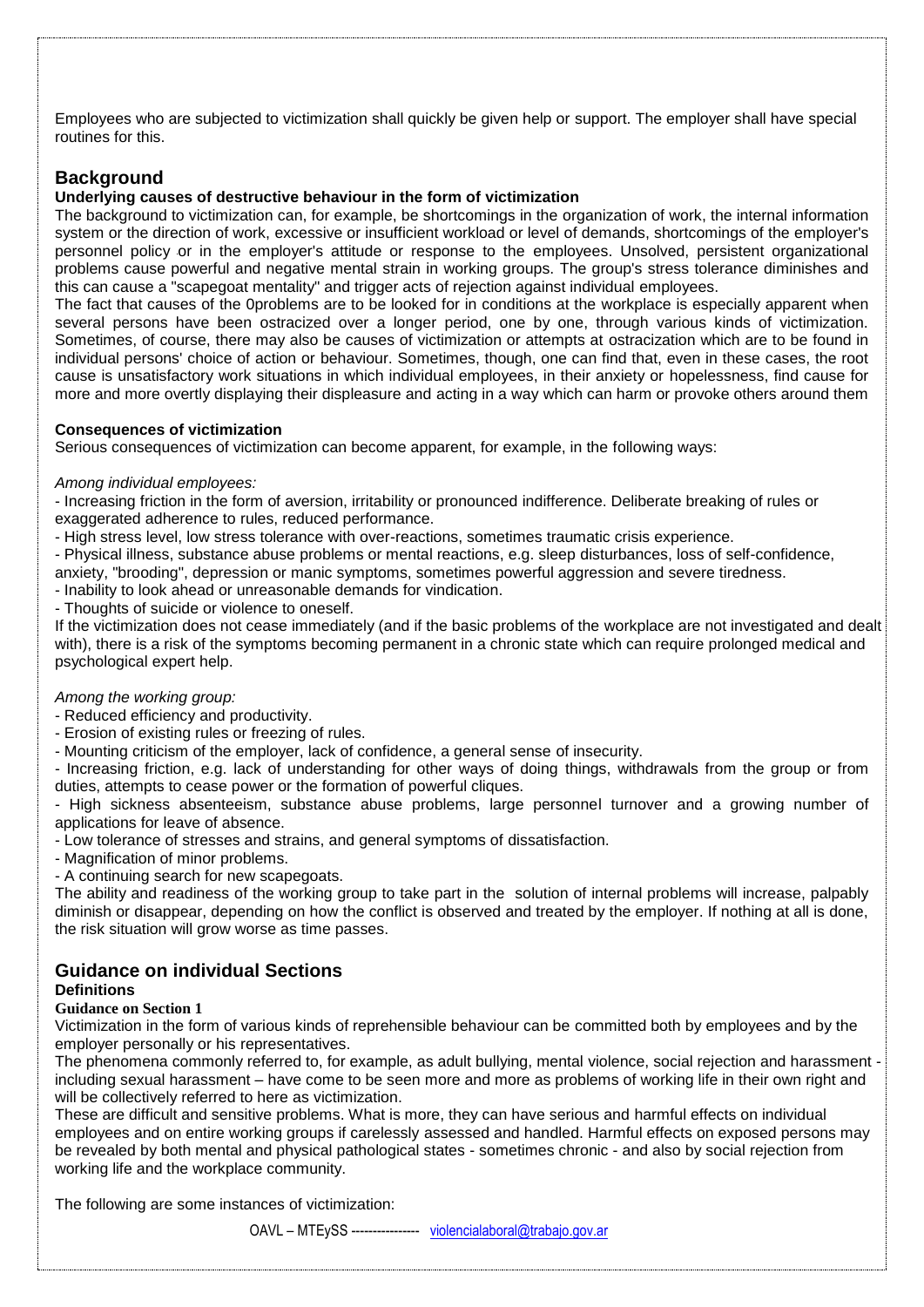Employees who are subjected to victimization shall quickly be given help or support. The employer shall have special routines for this.

## Background

### Underlying causes of destructive behaviour in the form of victimization

The background to victimization can, for example, be shortcomings in the organization of work, the internal information system or the direction of work, excessive or insufficient workload or level of demands, shortcomings of the employer's personnel policy or in the employer's attitude or response to the employees. Unsolved, persistent organizational problems cause powerful and negative mental strain in working groups. The group's stress tolerance diminishes and this can cause a "scapegoat mentality" and trigger acts of rejection against individual employees.

The fact that causes of the 0problems are to be looked for in conditions at the workplace is especially apparent when several persons have been ostracized over a longer period, one by one, through various kinds of victimization. Sometimes, of course, there may also be causes of victimization or attempts at ostracization which are to be found in individual persons' choice of action or behaviour. Sometimes, though, one can find that, even in these cases, the root cause is unsatisfactory work situations in which individual employees, in their anxiety or hopelessness, find cause for more and more overtly displaying their displeasure and acting in a way which can harm or provoke others around them

### Consequences of victimization

Serious consequences of victimization can become apparent, for example, in the following ways:

*Among individual employees:*

- Increasing friction in the form of aversion, irritability or pronounced indifference. Deliberate breaking of rules or exaggerated adherence to rules, reduced performance.
- High stress level, low stress tolerance with over-reactions, sometimes traumatic crisis experience.
- Physical illness, substance abuse problems or mental reactions, e.g. sleep disturbances, loss of self-confidence, anxiety, "brooding", depression or manic symptoms, sometimes powerful aggression and severe tiredness.
- Inability to look ahead or unreasonable demands for vindication.
- Thoughts of suicide or violence to oneself.

If the victimization does not cease immediately (and if the basic problems of the workplace are not investigated and dealt with), there is a risk of the symptoms becoming permanent in a chronic state which can require prolonged medical and psychological expert help.

*Among the working group:*

- Reduced efficiency and productivity.
- Erosion of existing rules or freezing of rules.
- Mounting criticism of the employer, lack of confidence, a general sense of insecurity.
- Increasing friction, e.g. lack of understanding for other ways of doing things, withdrawals from the group or from duties, attempts to cease power or the formation of powerful cliques.
- High sickness absenteeism, substance abuse problems, large personnel turnover and a growing number of applications for leave of absence.
- Low tolerance of stresses and strains, and general symptoms of dissatisfaction.
- Magnification of minor problems.
- A continuing search for new scapegoats.

The ability and readiness of the working group to take part in the solution of internal problems will increase, palpably diminish or disappear, depending on how the conflict is observed and treated by the employer. If nothing at all is done, the risk situation will grow worse as time passes.

## Guidance on individual Sections

### Definitions

#### Guidance on Section 1

Victimization in the form of various kinds of reprehensible behaviour can be committed both by employees and by the employer personally or his representatives.

The phenomena commonly referred to, for example, as adult bullying, mental violence, social rejection and harassment - including sexual harassment – have come to be seen more and more as problems of working life in their own right and will be collectively referred to here as victimization.

These are difficult and sensitive problems. What is more, they can have serious and harmful effects on individual employees and on entire working groups if carelessly assessed and handled. Harmful effects on exposed persons may be revealed by both mental and physical pathological states - sometimes chronic - and also by social rejection from working life and the workplace community.

The following are some instances of victimization: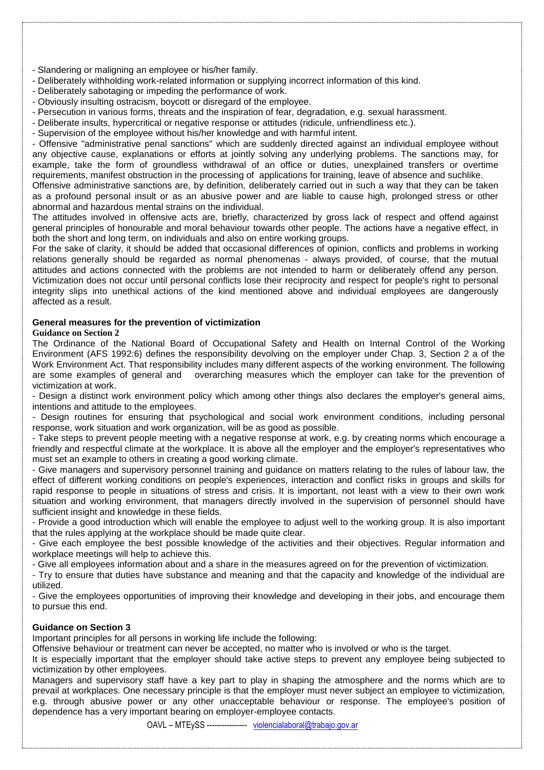- Slandering or maligning an employee or his/her family.
- Deliberately withholding work-related information or supplying incorrect information of this kind.
- Deliberately sabotaging or impeding the performance of work.
- Obviously insulting ostracism, boycott or disregard of the employee.
- Persecution in various forms, threats and the inspiration of fear, degradation, e.g. sexual harassment.
- Deliberate insults, hypercritical or negative response or attitudes (ridicule, unfriendliness etc.).
- Supervision of the employee without his/her knowledge and with harmful intent.
- Offensive "administrative penal sanctions" which are suddenly directed against an individual employee without any objective cause, explanations or efforts at jointly solving any underlying problems. The sanctions may, for example, take the form of groundless withdrawal of an office or duties, unexplained transfers or overtime requirements, manifest obstruction in the processing of applications for training, leave of absence and suchlike.

Offensive administrative sanctions are, by definition, deliberately carried out in such a way that they can be taken as a profound personal insult or as an abusive power and are liable to cause high, prolonged stress or other abnormal and hazardous mental strains on the individual.

The attitudes involved in offensive acts are, briefly, characterized by gross lack of respect and offend against general principles of honourable and moral behaviour towards other people. The actions have a negative effect, in both the short and long term, on individuals and also on entire working groups.

For the sake of clarity, it should be added that occasional differences of opinion, conflicts and problems in working relations generally should be regarded as normal phenomenas - always provided, of course, that the mutual attitudes and actions connected with the problems are not intended to harm or deliberately offend any person. Victimization does not occur until personal conflicts lose their reciprocity and respect for people's right to personal integrity slips into unethical actions of the kind mentioned above and individual employees are dangerously affected as a result.

## General measures for the prevention of victimization

**Guidance on Section 2**

The Ordinance of the National Board of Occupational Safety and Health on Internal Control of the Working Environment (AFS 1992:6) defines the responsibility devolving on the employer under Chap. 3, Section 2 a of the Work Environment Act. That responsibility includes many different aspects of the working environment. The following are some examples of general and overarching measures which the employer can take for the prevention of victimization at work.

- Design a distinct work environment policy which among other things also declares the employer's general aims, intentions and attitude to the employees.
- Design routines for ensuring that psychological and social work environment conditions, including personal response, work situation and work organization, will be as good as possible.
- Take steps to prevent people meeting with a negative response at work, e.g. by creating norms which encourage a friendly and respectful climate at the workplace. It is above all the employer and the employer's representatives who must set an example to others in creating a good working climate.
- Give managers and supervisory personnel training and guidance on matters relating to the rules of labour law, the effect of different working conditions on people's experiences, interaction and conflict risks in groups and skills for rapid response to people in situations of stress and crisis. It is important, not least with a view to their own work situation and working environment, that managers directly involved in the supervision of personnel should have sufficient insight and knowledge in these fields.
- Provide a good introduction which will enable the employee to adjust well to the working group. It is also important that the rules applying at the workplace should be made quite clear.
- Give each employee the best possible knowledge of the activities and their objectives. Regular information and workplace meetings will help to achieve this.
- Give all employees information about and a share in the measures agreed on for the prevention of victimization.
- Try to ensure that duties have substance and meaning and that the capacity and knowledge of the individual are utilized.
- Give the employees opportunities of improving their knowledge and developing in their jobs, and encourage them to pursue this end.

### Guidance on Section 3

Important principles for all persons in working life include the following:

Offensive behaviour or treatment can never be accepted, no matter who is involved or who is the target.

It is especially important that the employer should take active steps to prevent any employee being subjected to victimization by other employees.

Managers and supervisory staff have a key part to play in shaping the atmosphere and the norms which are to prevail at workplaces. One necessary principle is that the employer must never subject an employee to victimization, e.g. through abusive power or any other unacceptable behaviour or response. The employee's position of dependence has a very important bearing on employer-employee contacts.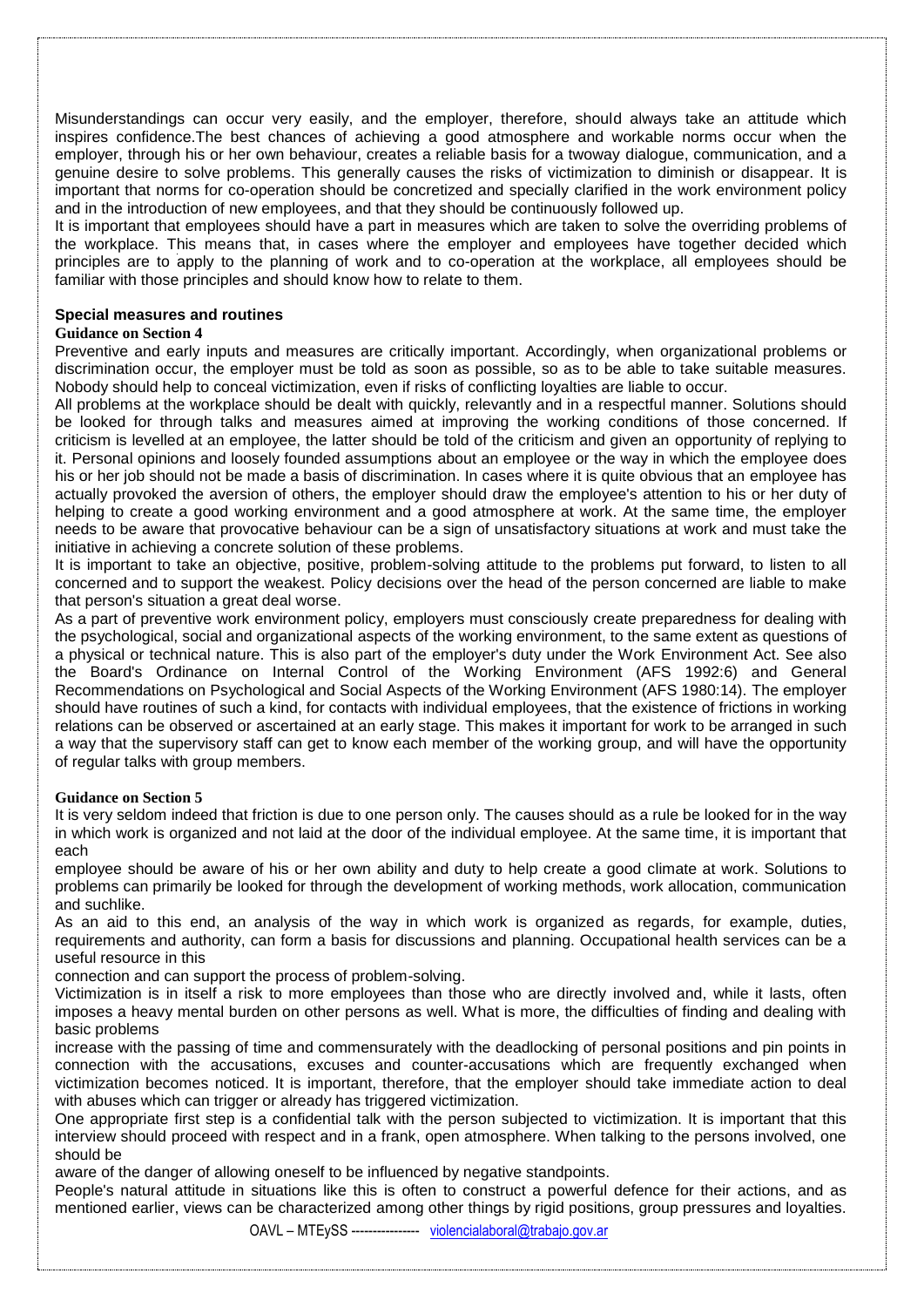Misunderstandings can occur very easily, and the employer, therefore, should always take an attitude which inspires confidence.The best chances of achieving a good atmosphere and workable norms occur when the employer, through his or her own behaviour, creates a reliable basis for a twoway dialogue, communication, and a genuine desire to solve problems. This generally causes the risks of victimization to diminish or disappear. It is important that norms for co-operation should be concretized and specially clarified in the work environment policy and in the introduction of new employees, and that they should be continuously followed up.

It is important that employees should have a part in measures which are taken to solve the overriding problems of the workplace. This means that, in cases where the employer and employees have together decided which principles are to apply to the planning of work and to co-operation at the workplace, all employees should be familiar with those principles and should know how to relate to them.

### Special measures and routines

**Guidance on Section 4**

Preventive and early inputs and measures are critically important. Accordingly, when organizational problems or discrimination occur, the employer must be told as soon as possible, so as to be able to take suitable measures. Nobody should help to conceal victimization, even if risks of conflicting loyalties are liable to occur.

All problems at the workplace should be dealt with quickly, relevantly and in a respectful manner. Solutions should be looked for through talks and measures aimed at improving the working conditions of those concerned. If criticism is levelled at an employee, the latter should be told of the criticism and given an opportunity of replying to it. Personal opinions and loosely founded assumptions about an employee or the way in which the employee does his or her job should not be made a basis of discrimination. In cases where it is quite obvious that an employee has actually provoked the aversion of others, the employer should draw the employee's attention to his or her duty of helping to create a good working environment and a good atmosphere at work. At the same time, the employer needs to be aware that provocative behaviour can be a sign of unsatisfactory situations at work and must take the initiative in achieving a concrete solution of these problems.

It is important to take an objective, positive, problem-solving attitude to the problems put forward, to listen to all concerned and to support the weakest. Policy decisions over the head of the person concerned are liable to make that person's situation a great deal worse.

As a part of preventive work environment policy, employers must consciously create preparedness for dealing with the psychological, social and organizational aspects of the working environment, to the same extent as questions of a physical or technical nature. This is also part of the employer's duty under the Work Environment Act. See also the Board's Ordinance on Internal Control of the Working Environment (AFS 1992:6) and General Recommendations on Psychological and Social Aspects of the Working Environment (AFS 1980:14). The employer should have routines of such a kind, for contacts with individual employees, that the existence of frictions in working relations can be observed or ascertained at an early stage. This makes it important for work to be arranged in such a way that the supervisory staff can get to know each member of the working group, and will have the opportunity of regular talks with group members.

**Guidance on Section 5**

It is very seldom indeed that friction is due to one person only. The causes should as a rule be looked for in the way in which work is organized and not laid at the door of the individual employee. At the same time, it is important that each employee should be aware of his or her own ability and duty to help create a good climate at work. Solutions to problems can primarily be looked for through the development of working methods, work allocation, communication and suchlike.

As an aid to this end, an analysis of the way in which work is organized as regards, for example, duties, requirements and authority, can form a basis for discussions and planning. Occupational health services can be a useful resource in this connection and can support the process of problem-solving.

Victimization is in itself a risk to more employees than those who are directly involved and, while it lasts, often imposes a heavy mental burden on other persons as well. What is more, the difficulties of finding and dealing with basic problems increase with the passing of time and commensurately with the deadlocking of personal positions and pin points in connection with the accusations, excuses and counter-accusations which are frequently exchanged when victimization becomes noticed. It is important, therefore, that the employer should take immediate action to deal with abuses which can trigger or already has triggered victimization.

One appropriate first step is a confidential talk with the person subjected to victimization. It is important that this interview should proceed with respect and in a frank, open atmosphere. When talking to the persons involved, one should be aware of the danger of allowing oneself to be influenced by negative standpoints.

People's natural attitude in situations like this is often to construct a powerful defence for their actions, and as mentioned earlier, views can be characterized among other things by rigid positions, group pressures and loyalties.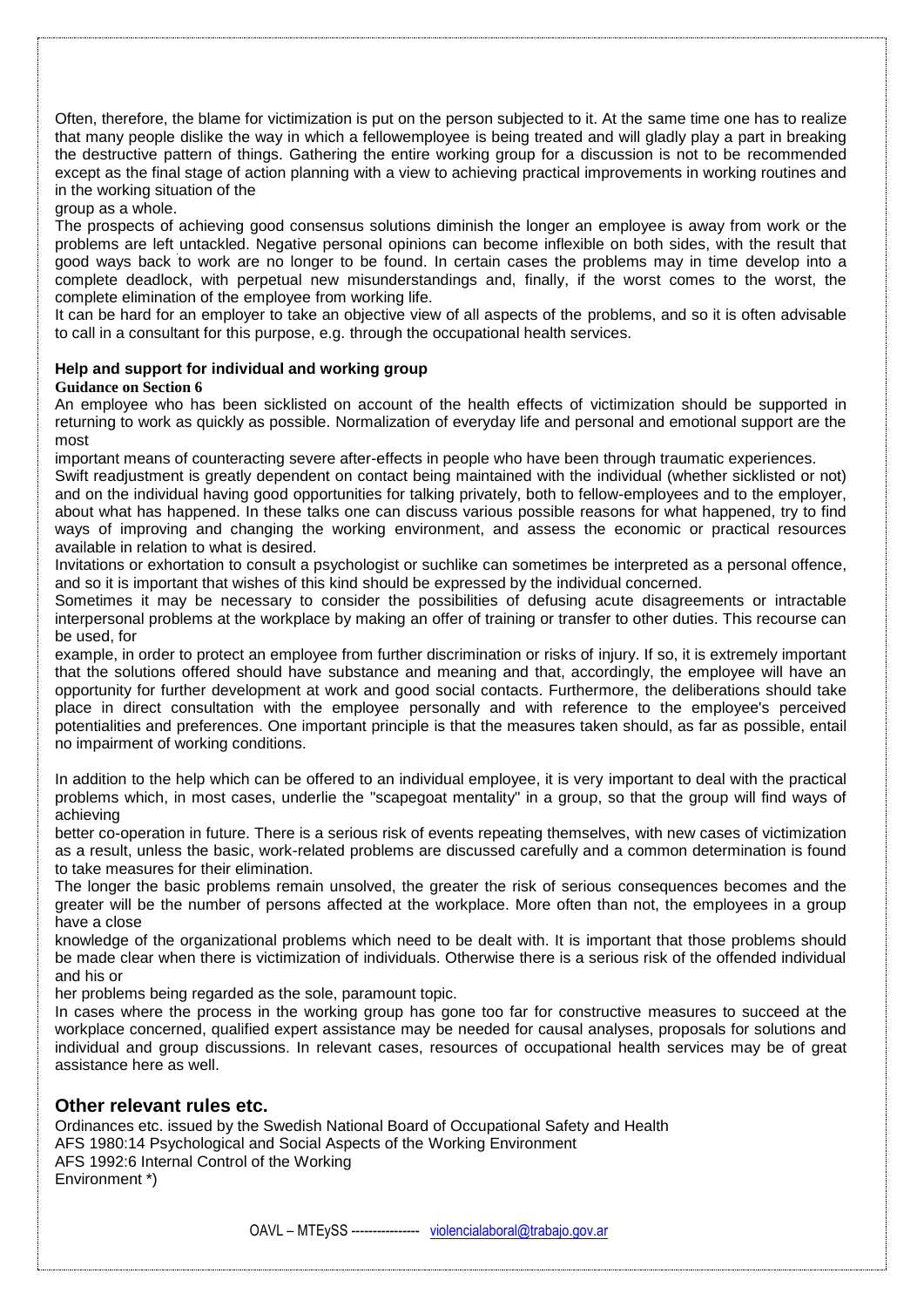Often, therefore, the blame for victimization is put on the person subjected to it. At the same time one has to realize that many people dislike the way in which a fellowemployee is being treated and will gladly play a part in breaking the destructive pattern of things. Gathering the entire working group for a discussion is not to be recommended except as the final stage of action planning with a view to achieving practical improvements in working routines and in the working situation of the group as a whole.

The prospects of achieving good consensus solutions diminish the longer an employee is away from work or the problems are left untackled. Negative personal opinions can become inflexible on both sides, with the result that good ways back to work are no longer to be found. In certain cases the problems may in time develop into a complete deadlock, with perpetual new misunderstandings and, finally, if the worst comes to the worst, the complete elimination of the employee from working life.

It can be hard for an employer to take an objective view of all aspects of the problems, and so it is often advisable to call in a consultant for this purpose, e.g. through the occupational health services.

### Help and support for individual and working group

**Guidance on Section 6**

An employee who has been sicklisted on account of the health effects of victimization should be supported in returning to work as quickly as possible. Normalization of everyday life and personal and emotional support are the most important means of counteracting severe after-effects in people who have been through traumatic experiences.

Swift readjustment is greatly dependent on contact being maintained with the individual (whether sicklisted or not) and on the individual having good opportunities for talking privately, both to fellow-employees and to the employer, about what has happened. In these talks one can discuss various possible reasons for what happened, try to find ways of improving and changing the working environment, and assess the economic or practical resources available in relation to what is desired.

Invitations or exhortation to consult a psychologist or suchlike can sometimes be interpreted as a personal offence, and so it is important that wishes of this kind should be expressed by the individual concerned.

Sometimes it may be necessary to consider the possibilities of defusing acute disagreements or intractable interpersonal problems at the workplace by making an offer of training or transfer to other duties. This recourse can be used, for example, in order to protect an employee from further discrimination or risks of injury. If so, it is extremely important that the solutions offered should have substance and meaning and that, accordingly, the employee will have an opportunity for further development at work and good social contacts. Furthermore, the deliberations should take place in direct consultation with the employee personally and with reference to the employee's perceived potentialities and preferences. One important principle is that the measures taken should, as far as possible, entail no impairment of working conditions.

In addition to the help which can be offered to an individual employee, it is very important to deal with the practical problems which, in most cases, underlie the "scapegoat mentality" in a group, so that the group will find ways of achieving better co-operation in future. There is a serious risk of events repeating themselves, with new cases of victimization as a result, unless the basic, work-related problems are discussed carefully and a common determination is found to take measures for their elimination.

The longer the basic problems remain unsolved, the greater the risk of serious consequences becomes and the greater will be the number of persons affected at the workplace. More often than not, the employees in a group have a close knowledge of the organizational problems which need to be dealt with. It is important that those problems should be made clear when there is victimization of individuals. Otherwise there is a serious risk of the offended individual and his or her problems being regarded as the sole, paramount topic.

In cases where the process in the working group has gone too far for constructive measures to succeed at the workplace concerned, qualified expert assistance may be needed for causal analyses, proposals for solutions and individual and group discussions. In relevant cases, resources of occupational health services may be of great assistance here as well.

## Other relevant rules etc.

Ordinances etc. issued by the Swedish National Board of Occupational Safety and Health
AFS 1980:14 Psychological and Social Aspects of the Working Environment
AFS 1992:6 Internal Control of the Working Environment *)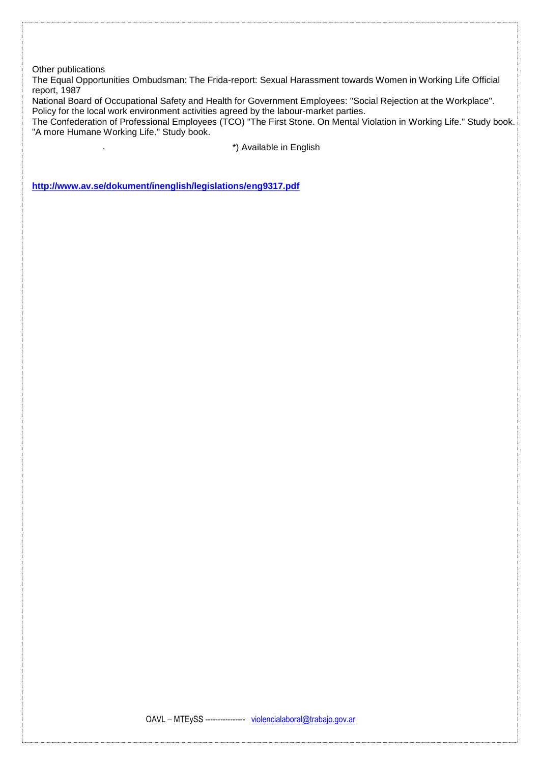Other publications

The Equal Opportunities Ombudsman: The Frida-report: Sexual Harassment towards Women in Working Life Official report, 1987

National Board of Occupational Safety and Health for Government Employees: "Social Rejection at the Workplace". Policy for the local work environment activities agreed by the labour-market parties.

The Confederation of Professional Employees (TCO) "The First Stone. On Mental Violation in Working Life." Study book. "A more Humane Working Life." Study book.

*) Available in English

**http://www.av.se/dokument/inenglish/legislations/eng9317.pdf**